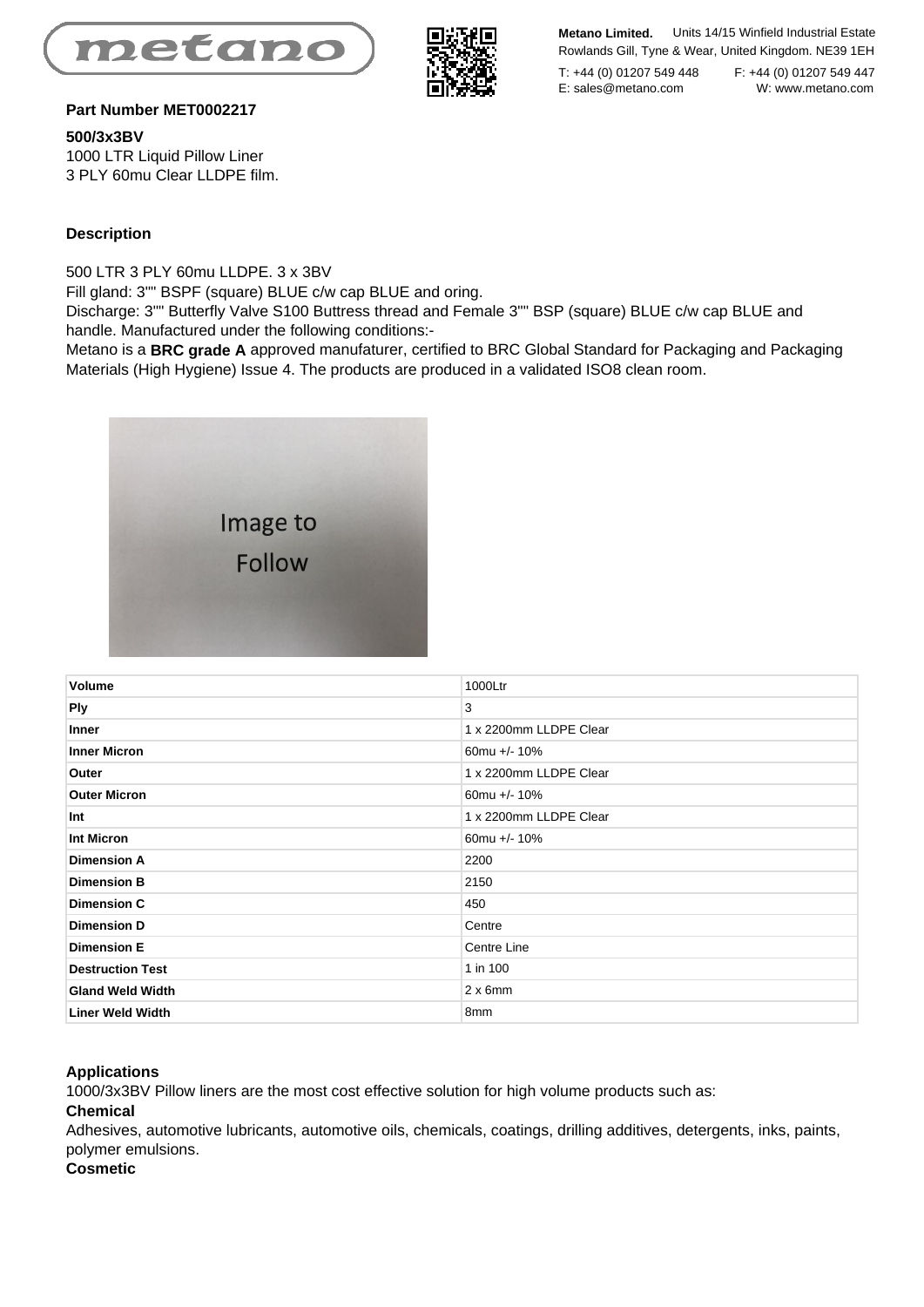**Part Number MET0002217**

**500/3x3BV**
1000 LTR Liquid Pillow Liner
3 PLY 60mu Clear LLDPE film.

**Description**

500 LTR 3 PLY 60mu LLDPE. 3 x 3BV
Fill gland: 3"" BSPF (square) BLUE c/w cap BLUE and oring.
Discharge: 3"" Butterfly Valve S100 Buttress thread and Female 3"" BSP (square) BLUE c/w cap BLUE and handle. Manufactured under the following conditions:-
Metano is a **BRC grade A** approved manufaturer, certified to BRC Global Standard for Packaging and Packaging Materials (High Hygiene) Issue 4. The products are produced in a validated ISO8 clean room.

| | |
|---|---|
| **Volume** | 1000Ltr |
| **Ply** | 3 |
| **Inner** | 1 x 2200mm LLDPE Clear |
| **Inner Micron** | 60mu +/- 10% |
| **Outer** | 1 x 2200mm LLDPE Clear |
| **Outer Micron** | 60mu +/- 10% |
| **Int** | 1 x 2200mm LLDPE Clear |
| **Int Micron** | 60mu +/- 10% |
| **Dimension A** | 2200 |
| **Dimension B** | 2150 |
| **Dimension C** | 450 |
| **Dimension D** | Centre |
| **Dimension E** | Centre Line |
| **Destruction Test** | 1 in 100 |
| **Gland Weld Width** | 2 x 6mm |
| **Liner Weld Width** | 8mm |

**Applications**
1000/3x3BV Pillow liners are the most cost effective solution for high volume products such as:
**Chemical**
Adhesives, automotive lubricants, automotive oils, chemicals, coatings, drilling additives, detergents, inks, paints, polymer emulsions.
**Cosmetic**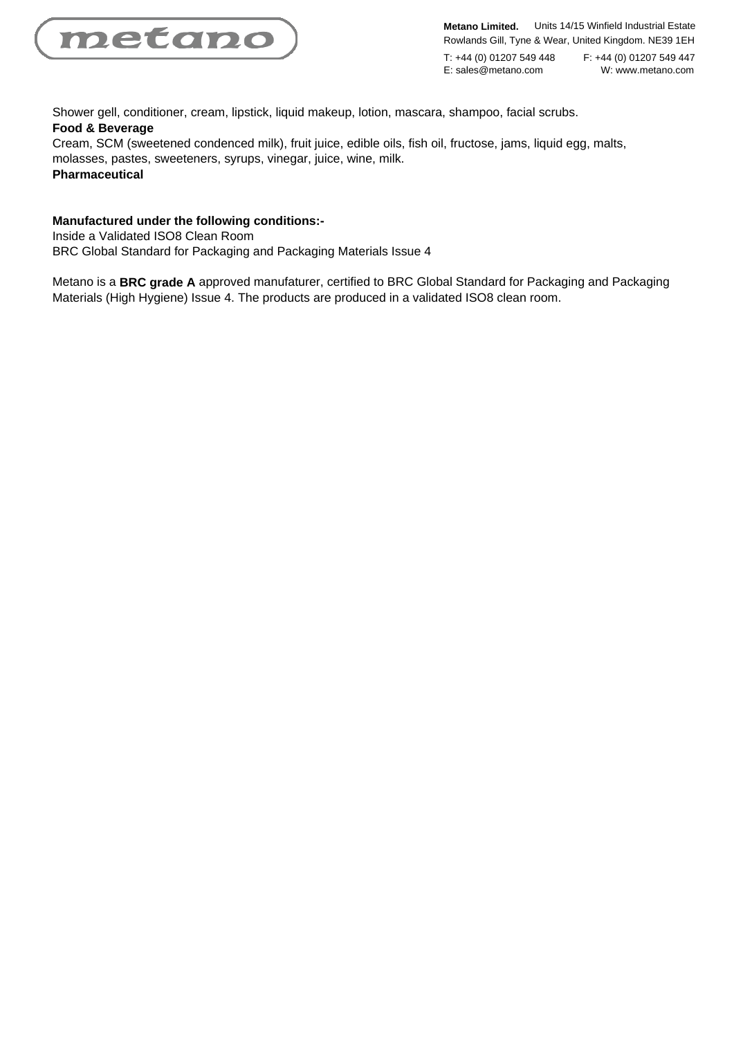Shower gell, conditioner, cream, lipstick, liquid makeup, lotion, mascara, shampoo, facial scrubs.

**Food & Beverage**

Cream, SCM (sweetened condenced milk), fruit juice, edible oils, fish oil, fructose, jams, liquid egg, malts, molasses, pastes, sweeteners, syrups, vinegar, juice, wine, milk.

**Pharmaceutical**

**Manufactured under the following conditions:-**

Inside a Validated ISO8 Clean Room

BRC Global Standard for Packaging and Packaging Materials Issue 4

Metano is a **BRC grade A** approved manufaturer, certified to BRC Global Standard for Packaging and Packaging Materials (High Hygiene) Issue 4. The products are produced in a validated ISO8 clean room.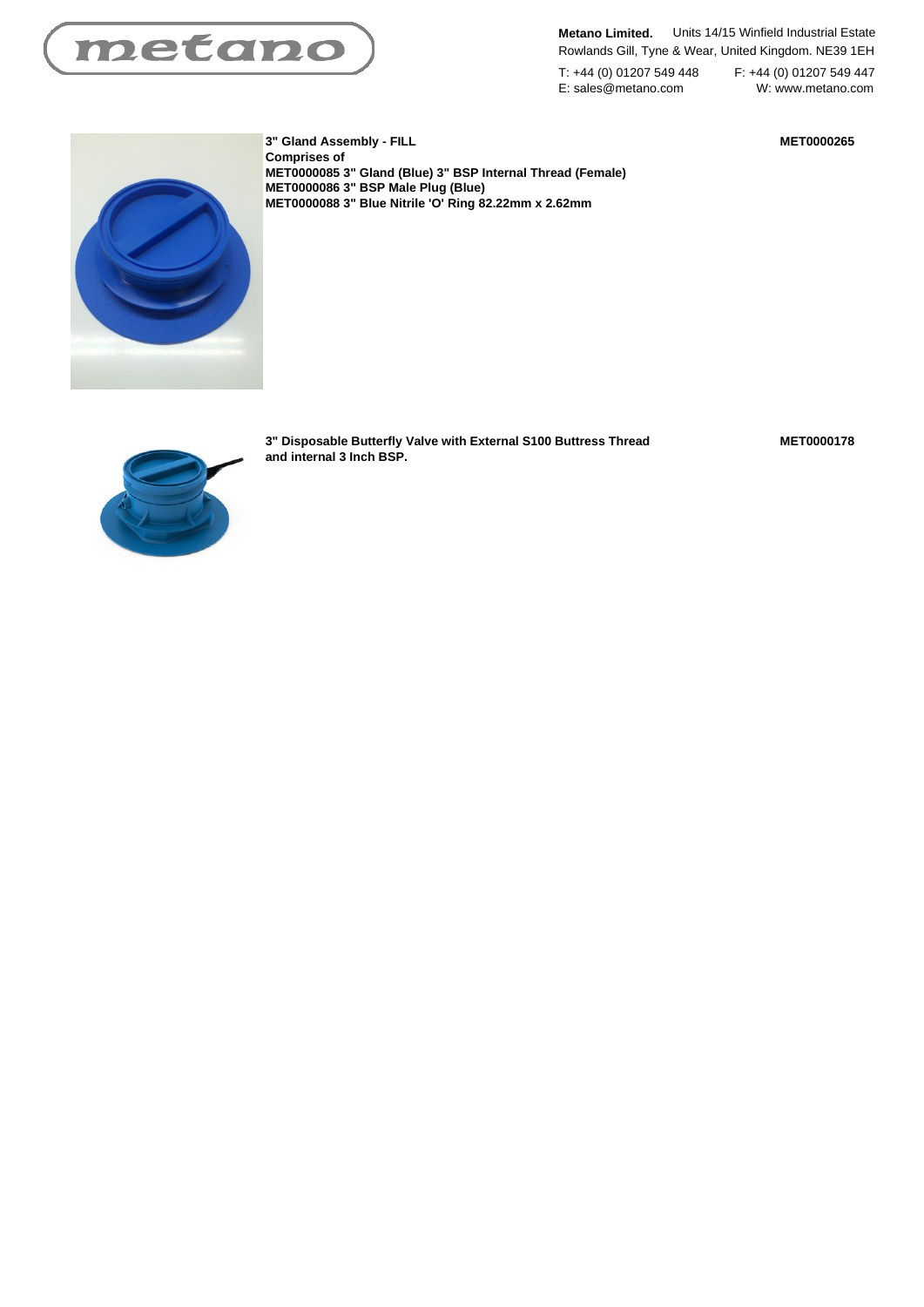**Metano Limited.** Units 14/15 Winfield Industrial Estate
Rowlands Gill, Tyne & Wear, United Kingdom. NE39 1EH

T: +44 (0) 01207 549 448 F: +44 (0) 01207 549 447
E: sales@metano.com W: www.metano.com

**3" Gland Assembly - FILL** **MET0000265**
**Comprises of**
**MET0000085 3" Gland (Blue) 3" BSP Internal Thread (Female)**
**MET0000086 3" BSP Male Plug (Blue)**
**MET0000088 3" Blue Nitrile 'O' Ring 82.22mm x 2.62mm**

**3" Disposable Butterfly Valve with External S100 Buttress Thread and internal 3 Inch BSP.** **MET0000178**